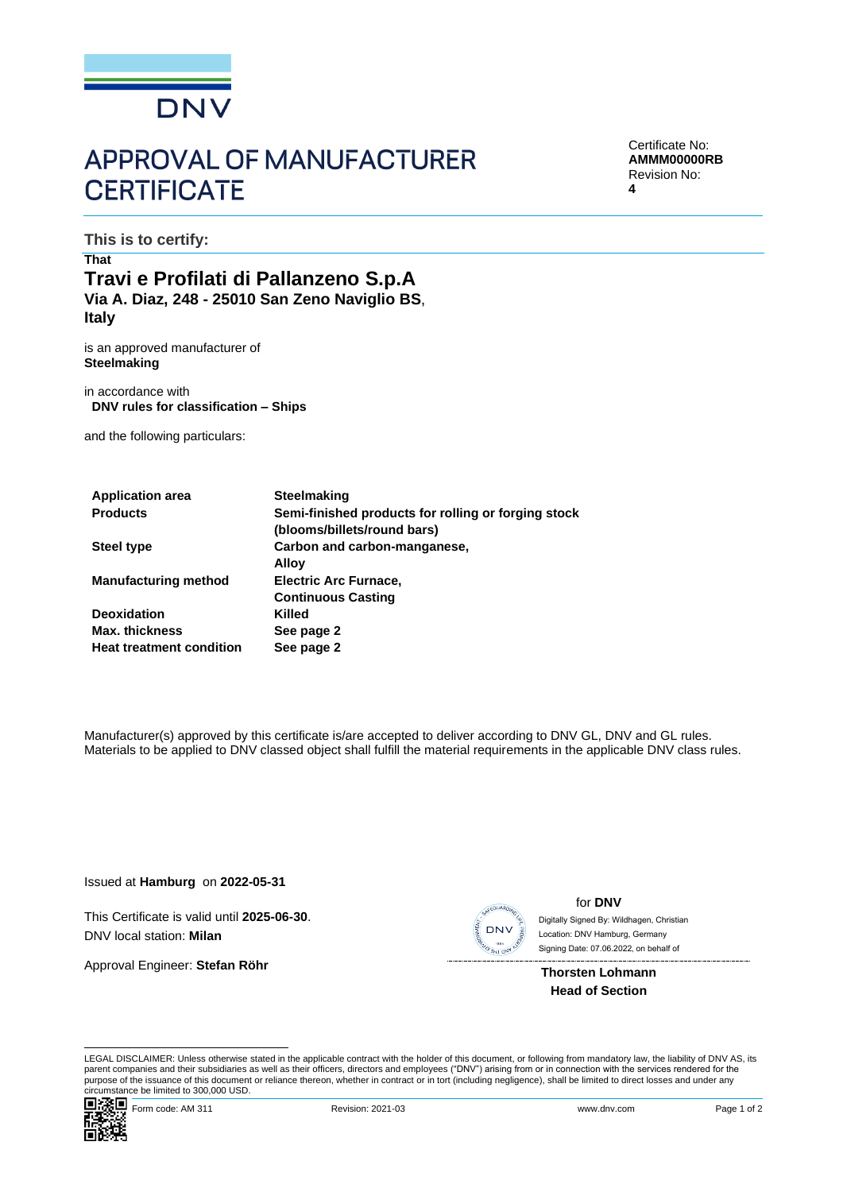DNV

# APPROVAL OF MANUFACTURER CERTIFICATE

Certificate No:
**AMMM00000RB**
Revision No:
**4**

**This is to certify:**

**That**

## Travi e Profilati di Pallanzeno S.p.A

**Via A. Diaz, 248 - 25010 San Zeno Naviglio BS**,
**Italy**

is an approved manufacturer of
**Steelmaking**

in accordance with
**DNV rules for classification – Ships**

and the following particulars:

| | |
|---|---|
| **Application area** | **Steelmaking** |
| **Products** | **Semi-finished products for rolling or forging stock (blooms/billets/round bars)** |
| **Steel type** | **Carbon and carbon-manganese, Alloy** |
| **Manufacturing method** | **Electric Arc Furnace, Continuous Casting** |
| **Deoxidation** | **Killed** |
| **Max. thickness** | **See page 2** |
| **Heat treatment condition** | **See page 2** |

Manufacturer(s) approved by this certificate is/are accepted to deliver according to DNV GL, DNV and GL rules. Materials to be applied to DNV classed object shall fulfill the material requirements in the applicable DNV class rules.

Issued at **Hamburg** on **2022-05-31**

This Certificate is valid until **2025-06-30**.
DNV local station: **Milan**

Approval Engineer: **Stefan Röhr**

for **DNV**

Digitally Signed By: Wildhagen, Christian
Location: DNV Hamburg, Germany
Signing Date: 07.06.2022, on behalf of

**Thorsten Lohmann**
**Head of Section**

LEGAL DISCLAIMER: Unless otherwise stated in the applicable contract with the holder of this document, or following from mandatory law, the liability of DNV AS, its parent companies and their subsidiaries as well as their officers, directors and employees ("DNV") arising from or in connection with the services rendered for the purpose of the issuance of this document or reliance thereon, whether in contract or in tort (including negligence), shall be limited to direct losses and under any circumstance be limited to 300,000 USD.

Form code: AM 311 Revision: 2021-03 www.dnv.com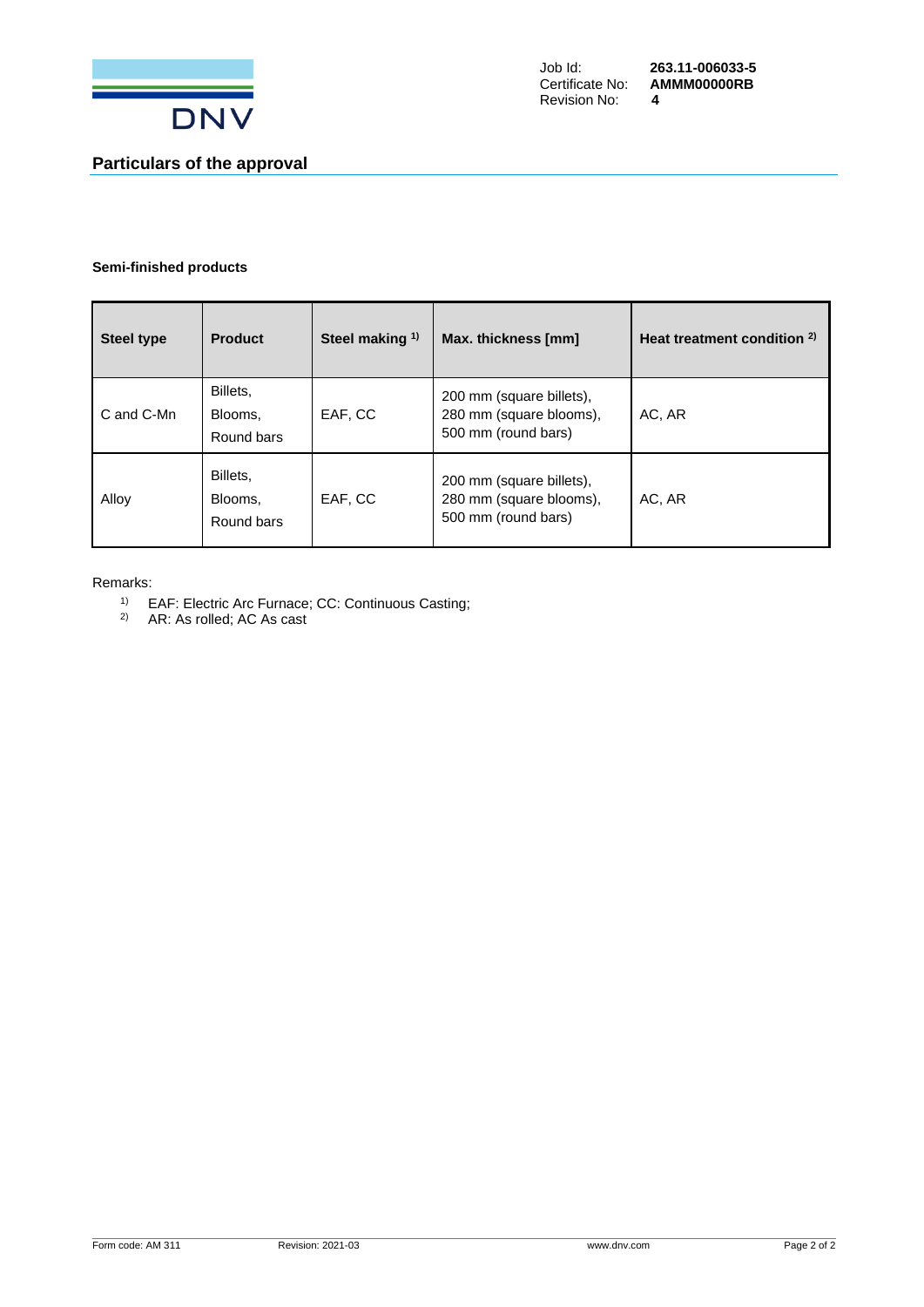Job Id: **263.11-006033-5**
Certificate No: **AMMM00000RB**
Revision No: **4**

## Particulars of the approval

### Semi-finished products

| Steel type | Product | Steel making [1] | Max. thickness [mm] | Heat treatment condition [2] |
|---|---|---|---|---|
| C and C-Mn | Billets, Blooms, Round bars | EAF, CC | 200 mm (square billets), 280 mm (square blooms), 500 mm (round bars) | AC, AR |
| Alloy | Billets, Blooms, Round bars | EAF, CC | 200 mm (square billets), 280 mm (square blooms), 500 mm (round bars) | AC, AR |

Remarks:

[1] EAF: Electric Arc Furnace; CC: Continuous Casting;
[2] AR: As rolled; AC As cast